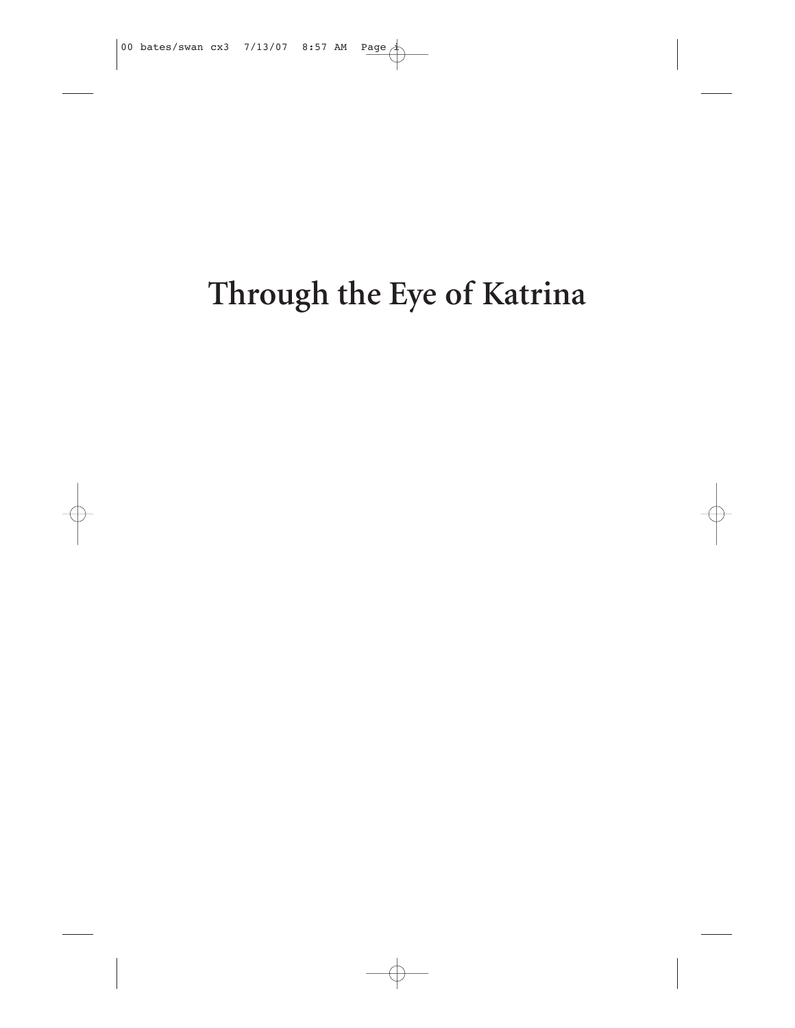# Through the Eye of Katrina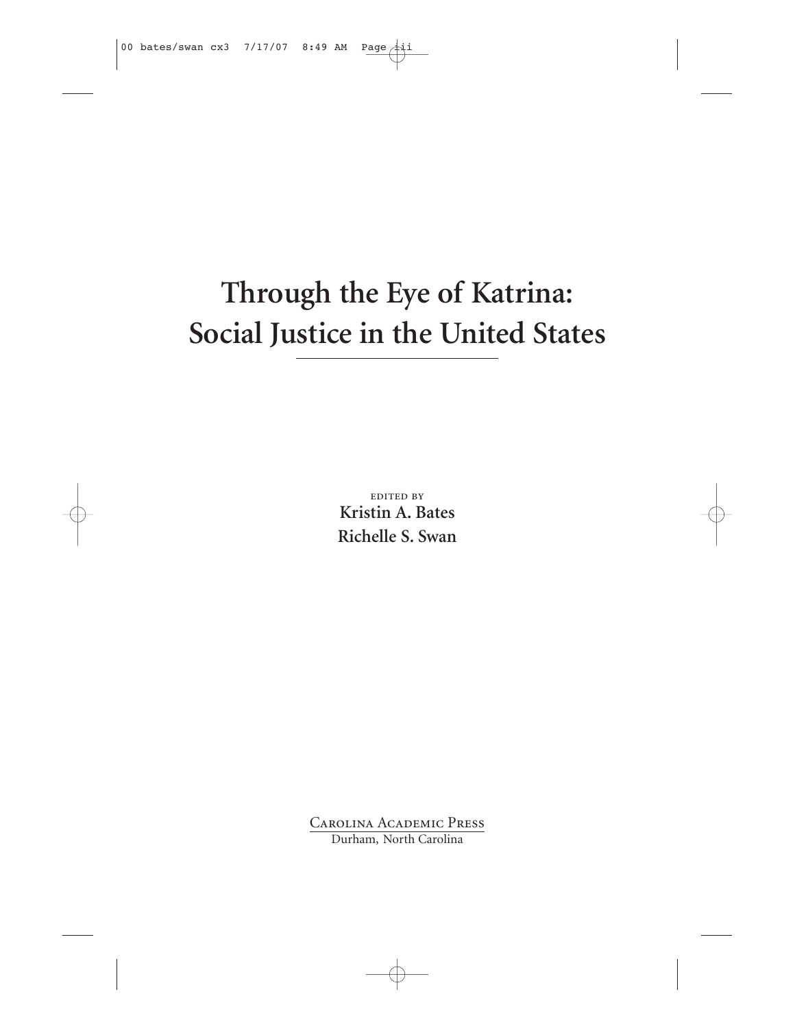# Through the Eye of Katrina: Social Justice in the United States

EDITED BY

**Kristin A. Bates**

**Richelle S. Swan**

Carolina Academic Press

Durham, North Carolina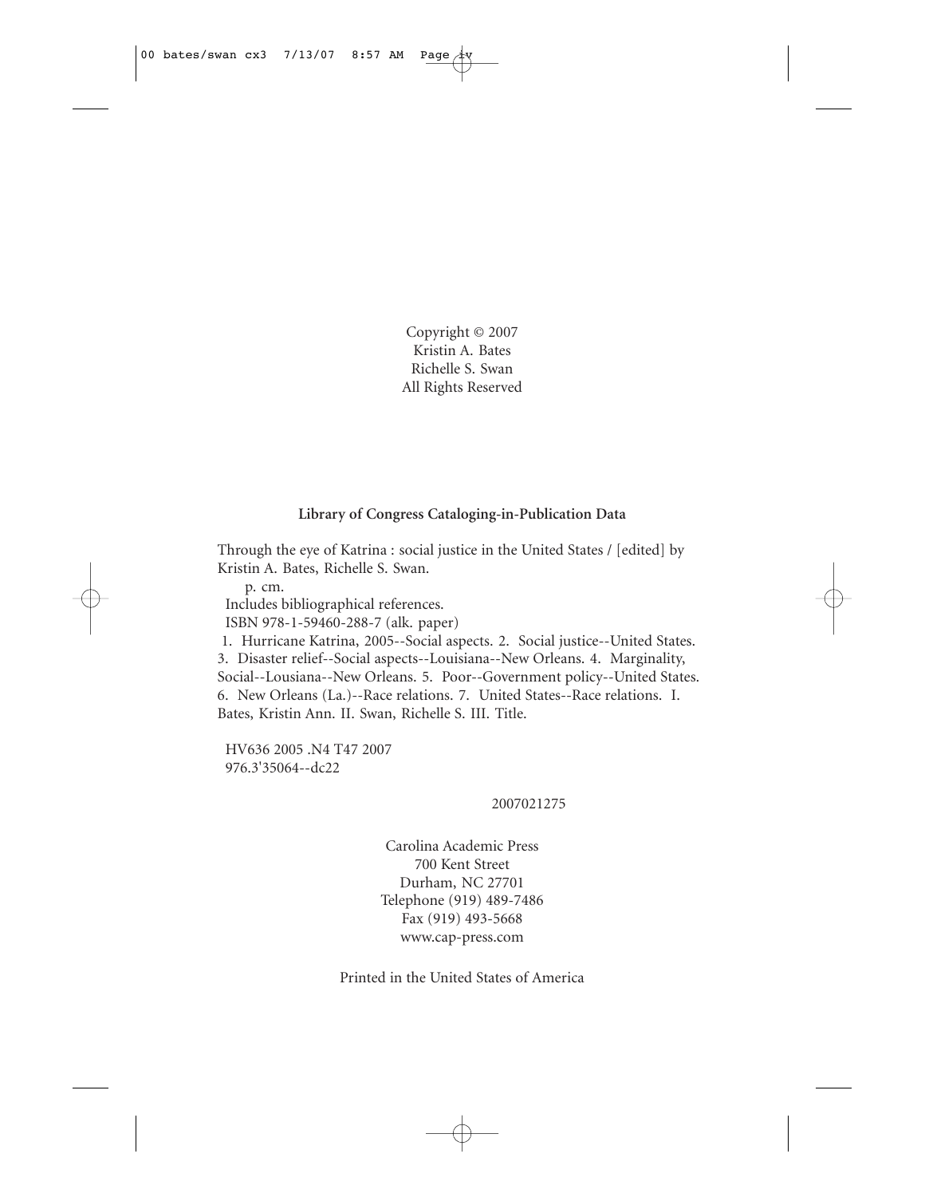Copyright © 2007
Kristin A. Bates
Richelle S. Swan
All Rights Reserved

**Library of Congress Cataloging-in-Publication Data**

Through the eye of Katrina : social justice in the United States / [edited] by Kristin A. Bates, Richelle S. Swan.

p. cm.

Includes bibliographical references.

ISBN 978-1-59460-288-7 (alk. paper)

1. Hurricane Katrina, 2005--Social aspects. 2. Social justice--United States. 3. Disaster relief--Social aspects--Louisiana--New Orleans. 4. Marginality, Social--Lousiana--New Orleans. 5. Poor--Government policy--United States. 6. New Orleans (La.)--Race relations. 7. United States--Race relations. I. Bates, Kristin Ann. II. Swan, Richelle S. III. Title.

HV636 2005 .N4 T47 2007
976.3'35064--dc22

2007021275

Carolina Academic Press
700 Kent Street
Durham, NC 27701
Telephone (919) 489-7486
Fax (919) 493-5668
www.cap-press.com

Printed in the United States of America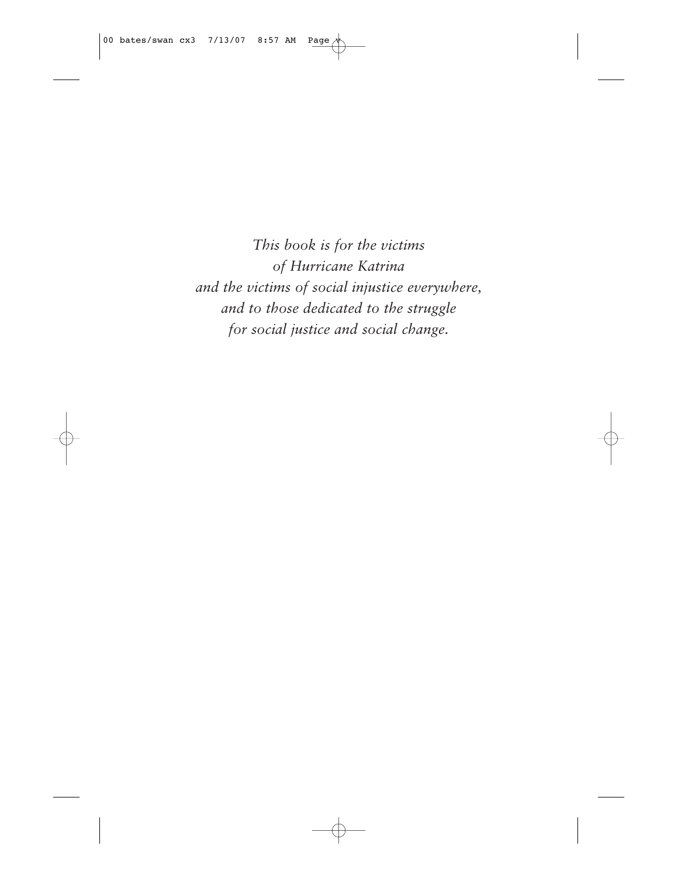*This book is for the victims*
*of Hurricane Katrina*
*and the victims of social injustice everywhere,*
*and to those dedicated to the struggle*
*for social justice and social change.*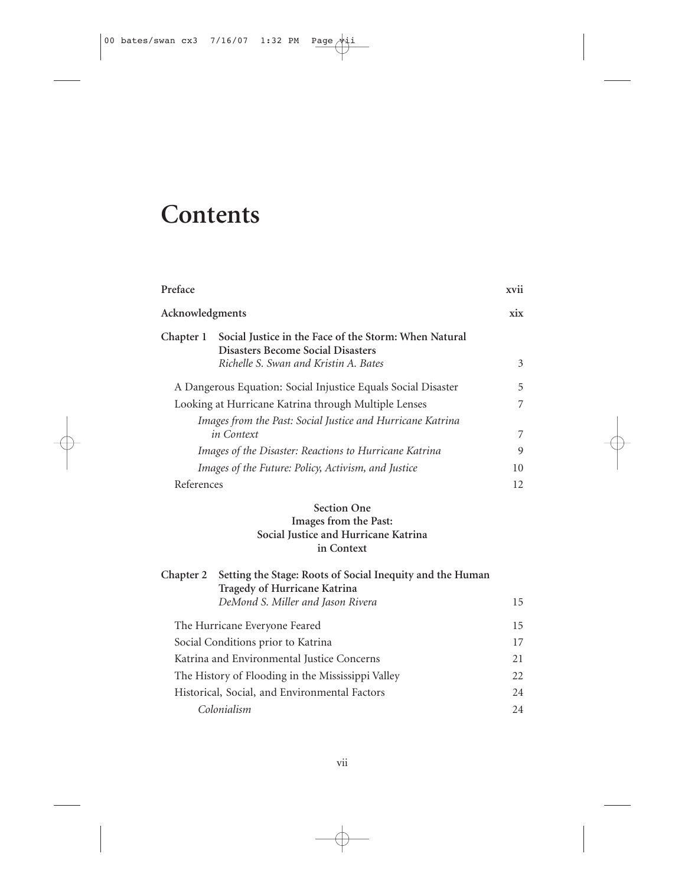# Contents

| | |
|---|---|
| **Preface** | **xvii** |
| **Acknowledgments** | **xix** |
| **Chapter 1** **Social Justice in the Face of the Storm: When Natural Disasters Become Social Disasters** *Richelle S. Swan and Kristin A. Bates* | 3 |
| A Dangerous Equation: Social Injustice Equals Social Disaster | 5 |
| Looking at Hurricane Katrina through Multiple Lenses | 7 |
| *Images from the Past: Social Justice and Hurricane Katrina in Context* | 7 |
| *Images of the Disaster: Reactions to Hurricane Katrina* | 9 |
| *Images of the Future: Policy, Activism, and Justice* | 10 |
| References | 12 |

**Section One**
**Images from the Past:**
**Social Justice and Hurricane Katrina in Context**

| | |
|---|---|
| **Chapter 2** **Setting the Stage: Roots of Social Inequity and the Human Tragedy of Hurricane Katrina** *DeMond S. Miller and Jason Rivera* | 15 |
| The Hurricane Everyone Feared | 15 |
| Social Conditions prior to Katrina | 17 |
| Katrina and Environmental Justice Concerns | 21 |
| The History of Flooding in the Mississippi Valley | 22 |
| Historical, Social, and Environmental Factors | 24 |
| *Colonialism* | 24 |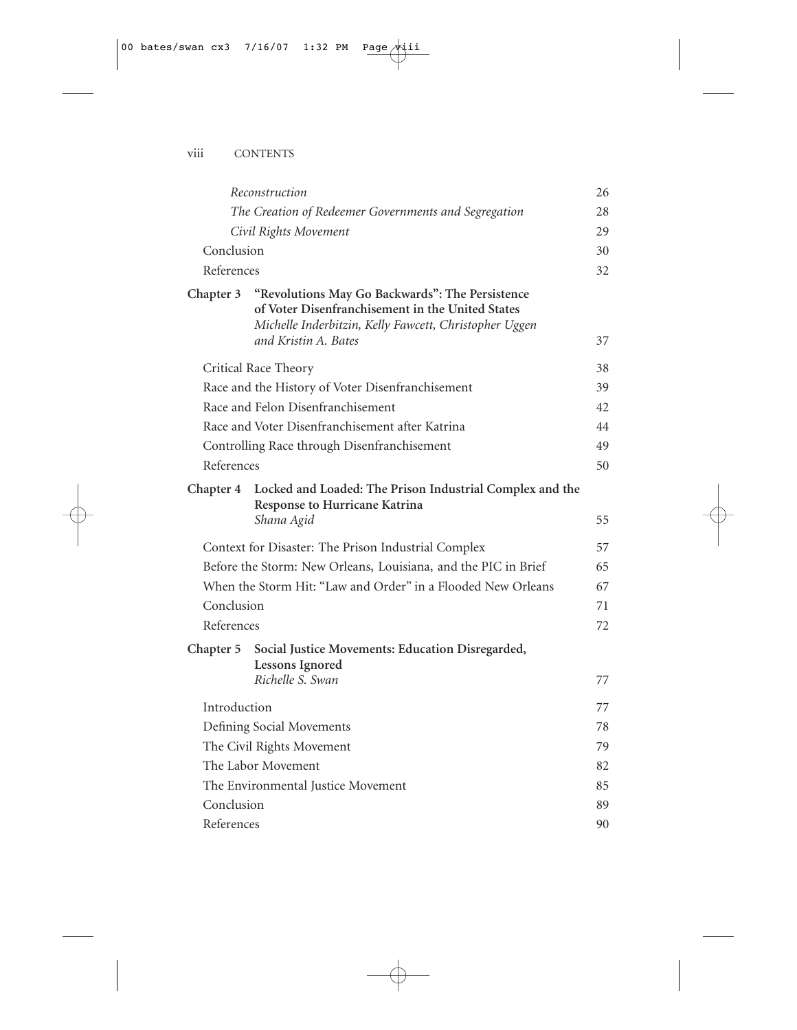*Reconstruction* 26

*The Creation of Redeemer Governments and Segregation* 28

*Civil Rights Movement* 29

Conclusion 30

References 32

**Chapter 3 "Revolutions May Go Backwards": The Persistence of Voter Disenfranchisement in the United States**
*Michelle Inderbitzin, Kelly Fawcett, Christopher Uggen and Kristin A. Bates* 37

Critical Race Theory 38

Race and the History of Voter Disenfranchisement 39

Race and Felon Disenfranchisement 42

Race and Voter Disenfranchisement after Katrina 44

Controlling Race through Disenfranchisement 49

References 50

**Chapter 4 Locked and Loaded: The Prison Industrial Complex and the Response to Hurricane Katrina**
*Shana Agid* 55

Context for Disaster: The Prison Industrial Complex 57

Before the Storm: New Orleans, Louisiana, and the PIC in Brief 65

When the Storm Hit: "Law and Order" in a Flooded New Orleans 67

Conclusion 71

References 72

**Chapter 5 Social Justice Movements: Education Disregarded, Lessons Ignored**
*Richelle S. Swan* 77

Introduction 77

Defining Social Movements 78

The Civil Rights Movement 79

The Labor Movement 82

The Environmental Justice Movement 85

Conclusion 89

References 90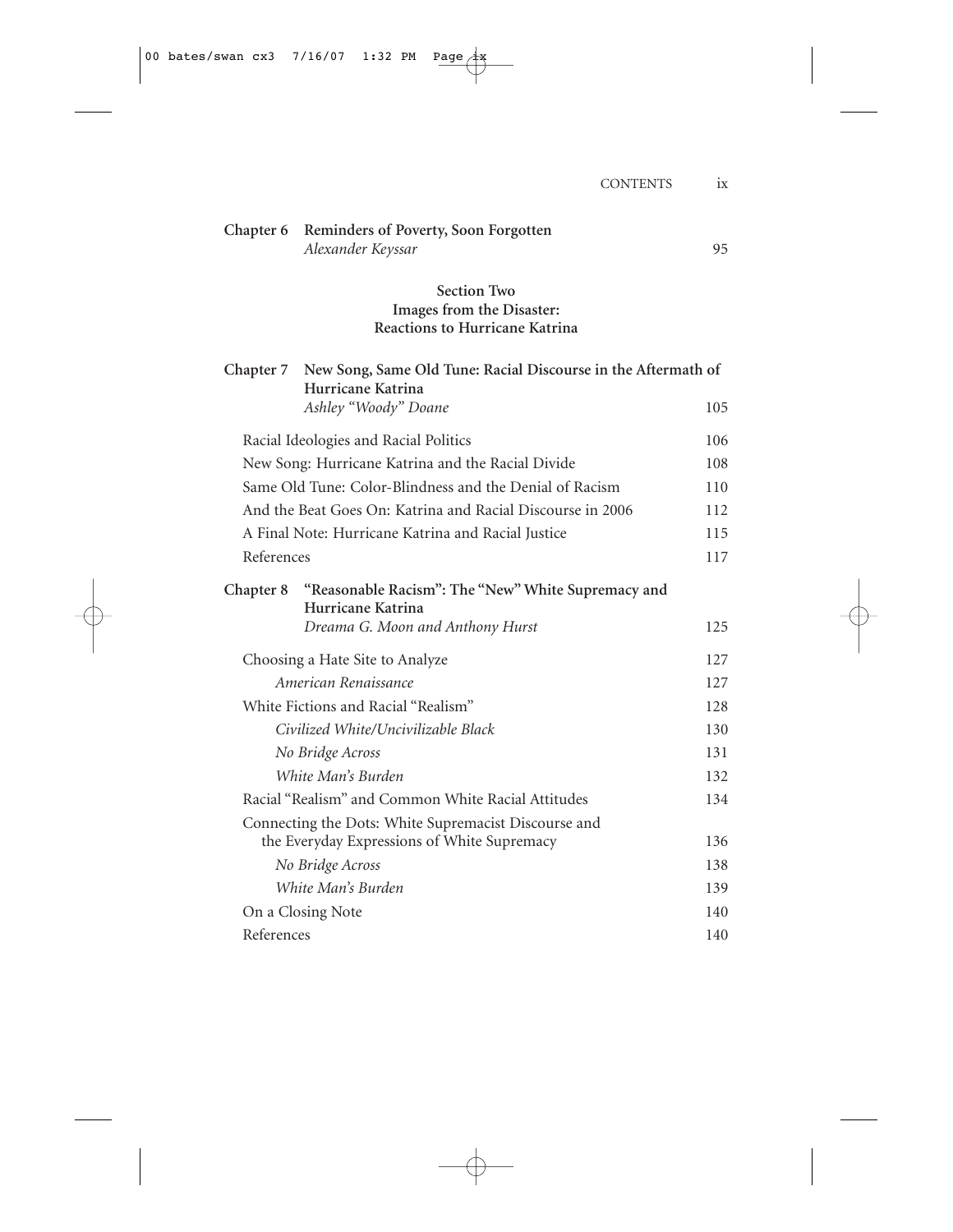**Chapter 6 Reminders of Poverty, Soon Forgotten**
*Alexander Keyssar* 95

**Section Two**
**Images from the Disaster:**
**Reactions to Hurricane Katrina**

**Chapter 7 New Song, Same Old Tune: Racial Discourse in the Aftermath of Hurricane Katrina**
*Ashley "Woody" Doane* 105

Racial Ideologies and Racial Politics 106
New Song: Hurricane Katrina and the Racial Divide 108
Same Old Tune: Color-Blindness and the Denial of Racism 110
And the Beat Goes On: Katrina and Racial Discourse in 2006 112
A Final Note: Hurricane Katrina and Racial Justice 115
References 117

**Chapter 8 "Reasonable Racism": The "New" White Supremacy and Hurricane Katrina**
*Dreama G. Moon and Anthony Hurst* 125

Choosing a Hate Site to Analyze 127
*American Renaissance* 127
White Fictions and Racial "Realism" 128
*Civilized White/Uncivilizable Black* 130
*No Bridge Across* 131
*White Man's Burden* 132
Racial "Realism" and Common White Racial Attitudes 134
Connecting the Dots: White Supremacist Discourse and the Everyday Expressions of White Supremacy 136
*No Bridge Across* 138
*White Man's Burden* 139
On a Closing Note 140
References 140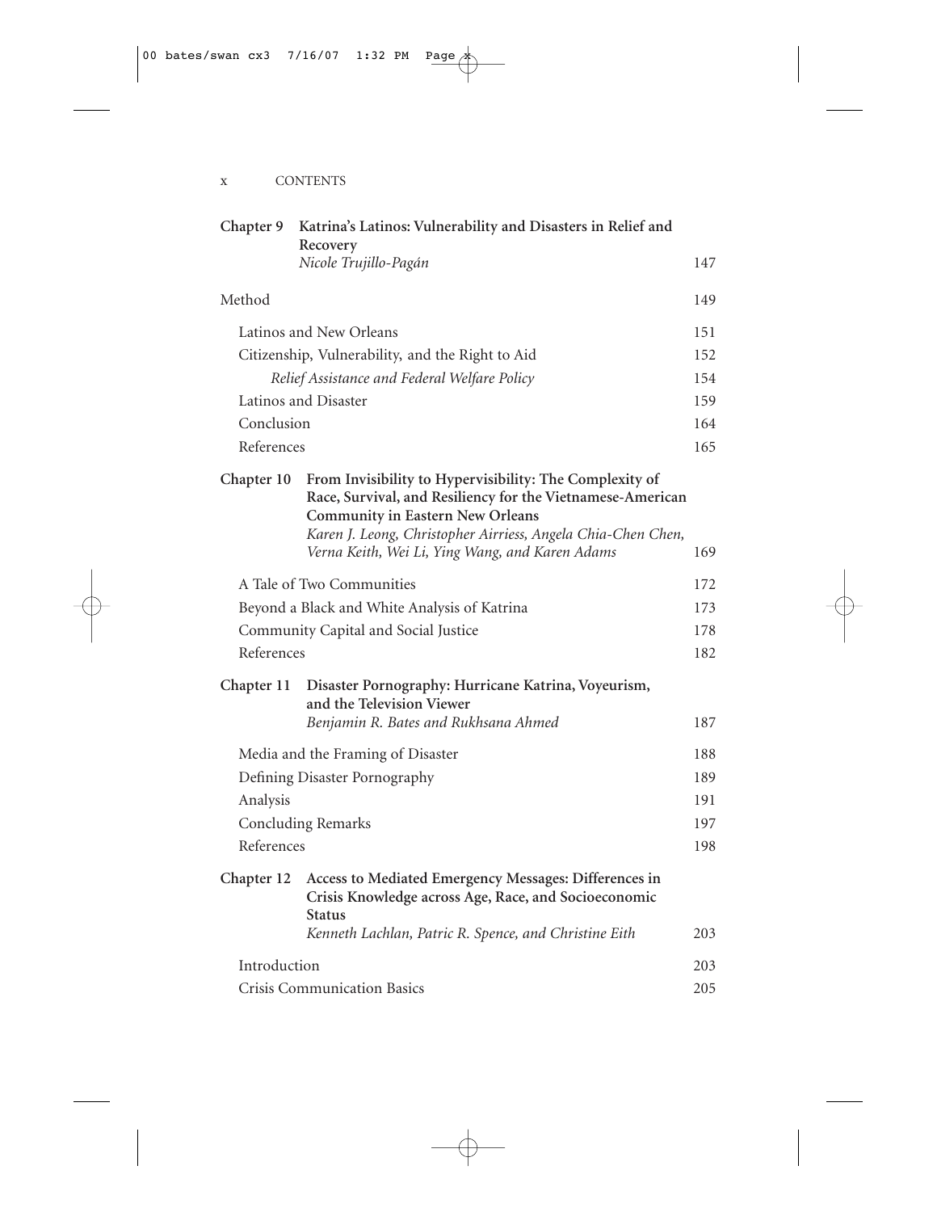**Chapter 9 Katrina's Latinos: Vulnerability and Disasters in Relief and Recovery**
*Nicole Trujillo-Pagán* 147

Method 149

- Latinos and New Orleans 151
- Citizenship, Vulnerability, and the Right to Aid 152
  - *Relief Assistance and Federal Welfare Policy* 154
- Latinos and Disaster 159
- Conclusion 164
- References 165

**Chapter 10 From Invisibility to Hypervisibility: The Complexity of Race, Survival, and Resiliency for the Vietnamese-American Community in Eastern New Orleans**
*Karen J. Leong, Christopher Airriess, Angela Chia-Chen Chen, Verna Keith, Wei Li, Ying Wang, and Karen Adams* 169

- A Tale of Two Communities 172
- Beyond a Black and White Analysis of Katrina 173
- Community Capital and Social Justice 178
- References 182

**Chapter 11 Disaster Pornography: Hurricane Katrina, Voyeurism, and the Television Viewer**
*Benjamin R. Bates and Rukhsana Ahmed* 187

- Media and the Framing of Disaster 188
- Defining Disaster Pornography 189
- Analysis 191
- Concluding Remarks 197
- References 198

**Chapter 12 Access to Mediated Emergency Messages: Differences in Crisis Knowledge across Age, Race, and Socioeconomic Status**
*Kenneth Lachlan, Patric R. Spence, and Christine Eith* 203

- Introduction 203
- Crisis Communication Basics 205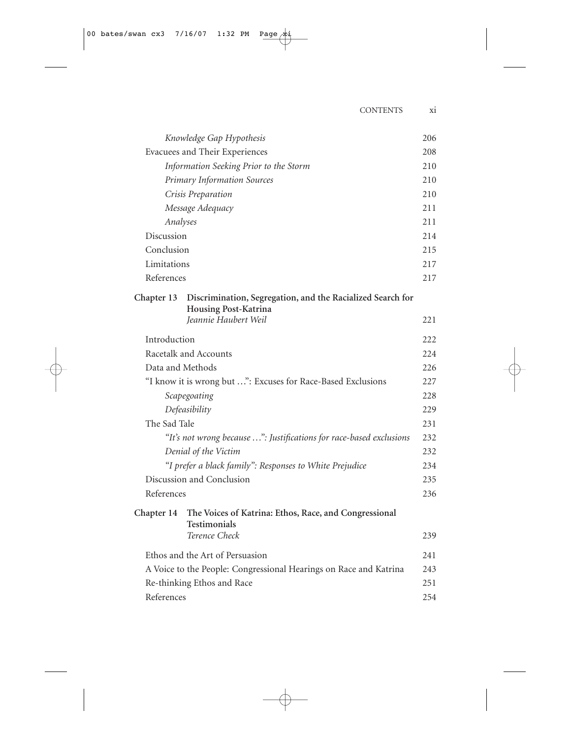*Knowledge Gap Hypothesis* 206

Evacuees and Their Experiences 208

*Information Seeking Prior to the Storm* 210

*Primary Information Sources* 210

*Crisis Preparation* 210

*Message Adequacy* 211

*Analyses* 211

Discussion 214

Conclusion 215

Limitations 217

References 217

**Chapter 13 Discrimination, Segregation, and the Racialized Search for Housing Post-Katrina**
*Jeannie Haubert Weil* 221

Introduction 222

Racetalk and Accounts 224

Data and Methods 226

"I know it is wrong but …": Excuses for Race-Based Exclusions 227

*Scapegoating* 228

*Defeasibility* 229

The Sad Tale 231

*"It's not wrong because …": Justifications for race-based exclusions* 232

*Denial of the Victim* 232

*"I prefer a black family": Responses to White Prejudice* 234

Discussion and Conclusion 235

References 236

**Chapter 14 The Voices of Katrina: Ethos, Race, and Congressional Testimonials**
*Terence Check* 239

Ethos and the Art of Persuasion 241

A Voice to the People: Congressional Hearings on Race and Katrina 243

Re-thinking Ethos and Race 251

References 254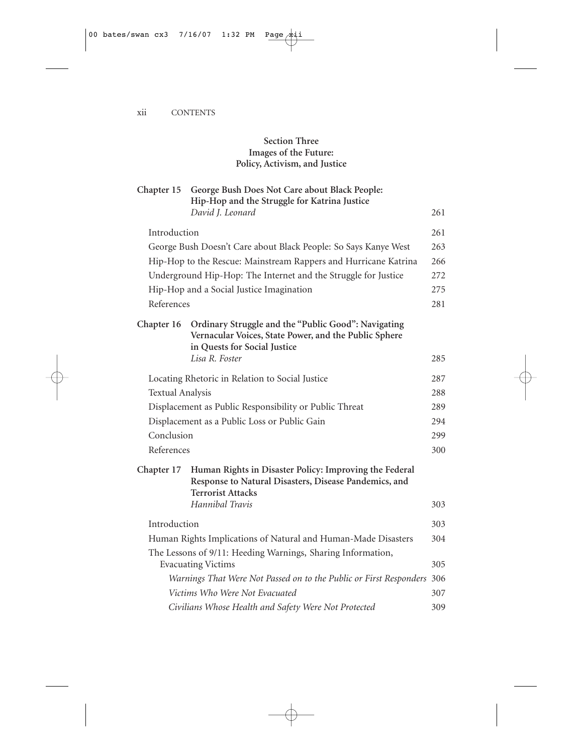**Section Three**
**Images of the Future:**
**Policy, Activism, and Justice**

**Chapter 15 George Bush Does Not Care about Black People: Hip-Hop and the Struggle for Katrina Justice**
*David J. Leonard* 261

Introduction 261

George Bush Doesn't Care about Black People: So Says Kanye West 263

Hip-Hop to the Rescue: Mainstream Rappers and Hurricane Katrina 266

Underground Hip-Hop: The Internet and the Struggle for Justice 272

Hip-Hop and a Social Justice Imagination 275

References 281

**Chapter 16 Ordinary Struggle and the "Public Good": Navigating Vernacular Voices, State Power, and the Public Sphere in Quests for Social Justice**
*Lisa R. Foster* 285

Locating Rhetoric in Relation to Social Justice 287

Textual Analysis 288

Displacement as Public Responsibility or Public Threat 289

Displacement as a Public Loss or Public Gain 294

Conclusion 299

References 300

**Chapter 17 Human Rights in Disaster Policy: Improving the Federal Response to Natural Disasters, Disease Pandemics, and Terrorist Attacks**
*Hannibal Travis* 303

Introduction 303

Human Rights Implications of Natural and Human-Made Disasters 304

The Lessons of 9/11: Heeding Warnings, Sharing Information, Evacuating Victims 305

*Warnings That Were Not Passed on to the Public or First Responders* 306

*Victims Who Were Not Evacuated* 307

*Civilians Whose Health and Safety Were Not Protected* 309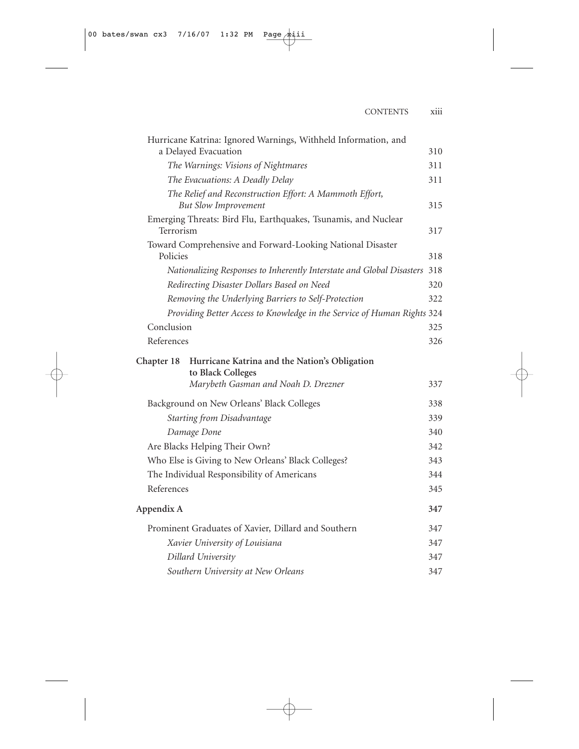Hurricane Katrina: Ignored Warnings, Withheld Information, and a Delayed Evacuation 310

*The Warnings: Visions of Nightmares* 311

*The Evacuations: A Deadly Delay* 311

*The Relief and Reconstruction Effort: A Mammoth Effort, But Slow Improvement* 315

Emerging Threats: Bird Flu, Earthquakes, Tsunamis, and Nuclear Terrorism 317

Toward Comprehensive and Forward-Looking National Disaster Policies 318

*Nationalizing Responses to Inherently Interstate and Global Disasters* 318

*Redirecting Disaster Dollars Based on Need* 320

*Removing the Underlying Barriers to Self-Protection* 322

*Providing Better Access to Knowledge in the Service of Human Rights* 324

Conclusion 325

References 326

**Chapter 18 Hurricane Katrina and the Nation's Obligation to Black Colleges**
*Marybeth Gasman and Noah D. Drezner* 337

Background on New Orleans' Black Colleges 338

*Starting from Disadvantage* 339

*Damage Done* 340

Are Blacks Helping Their Own? 342

Who Else is Giving to New Orleans' Black Colleges? 343

The Individual Responsibility of Americans 344

References 345

**Appendix A** **347**

Prominent Graduates of Xavier, Dillard and Southern 347

*Xavier University of Louisiana* 347

*Dillard University* 347

*Southern University at New Orleans* 347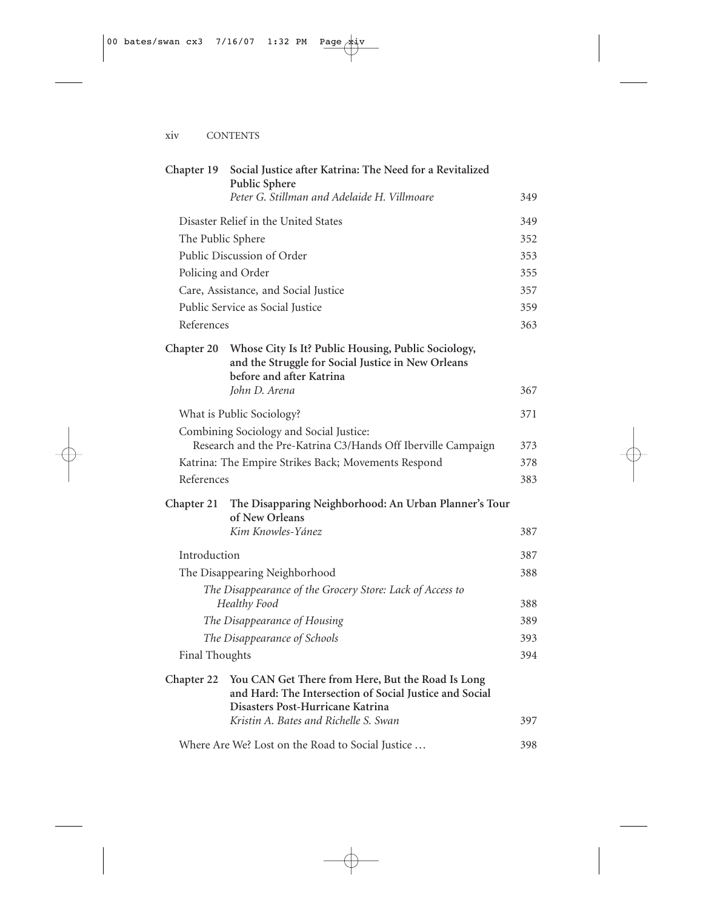**Chapter 19 Social Justice after Katrina: The Need for a Revitalized Public Sphere**
*Peter G. Stillman and Adelaide H. Villmoare* 349

- Disaster Relief in the United States 349
- The Public Sphere 352
- Public Discussion of Order 353
- Policing and Order 355
- Care, Assistance, and Social Justice 357
- Public Service as Social Justice 359
- References 363

**Chapter 20 Whose City Is It? Public Housing, Public Sociology, and the Struggle for Social Justice in New Orleans before and after Katrina**
*John D. Arena* 367

- What is Public Sociology? 371
- Combining Sociology and Social Justice: Research and the Pre-Katrina C3/Hands Off Iberville Campaign 373
- Katrina: The Empire Strikes Back; Movements Respond 378
- References 383

**Chapter 21 The Disapparing Neighborhood: An Urban Planner's Tour of New Orleans**
*Kim Knowles-Yánez* 387

- Introduction 387
- The Disappearing Neighborhood 388
  - *The Disappearance of the Grocery Store: Lack of Access to Healthy Food* 388
  - *The Disappearance of Housing* 389
  - *The Disappearance of Schools* 393
- Final Thoughts 394

**Chapter 22 You CAN Get There from Here, But the Road Is Long and Hard: The Intersection of Social Justice and Social Disasters Post-Hurricane Katrina**
*Kristin A. Bates and Richelle S. Swan* 397

- Where Are We? Lost on the Road to Social Justice … 398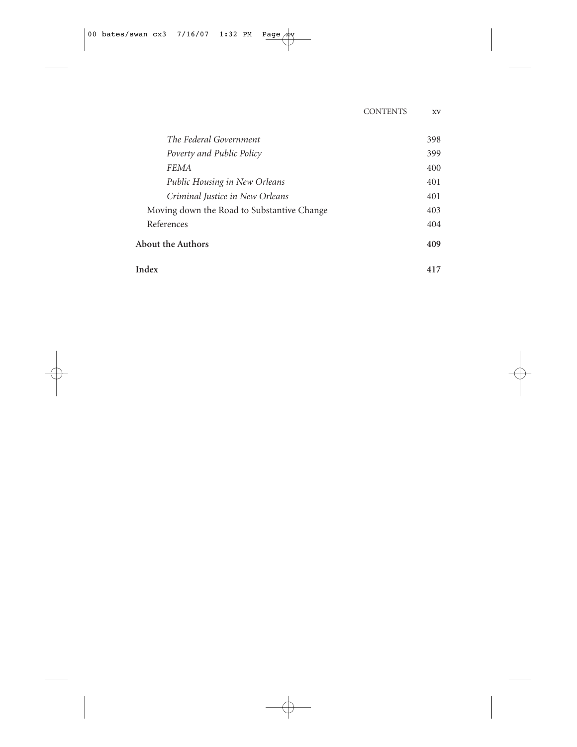*The Federal Government* 398
*Poverty and Public Policy* 399
*FEMA* 400
*Public Housing in New Orleans* 401
*Criminal Justice in New Orleans* 401
Moving down the Road to Substantive Change 403
References 404

**About the Authors** **409**

**Index** **417**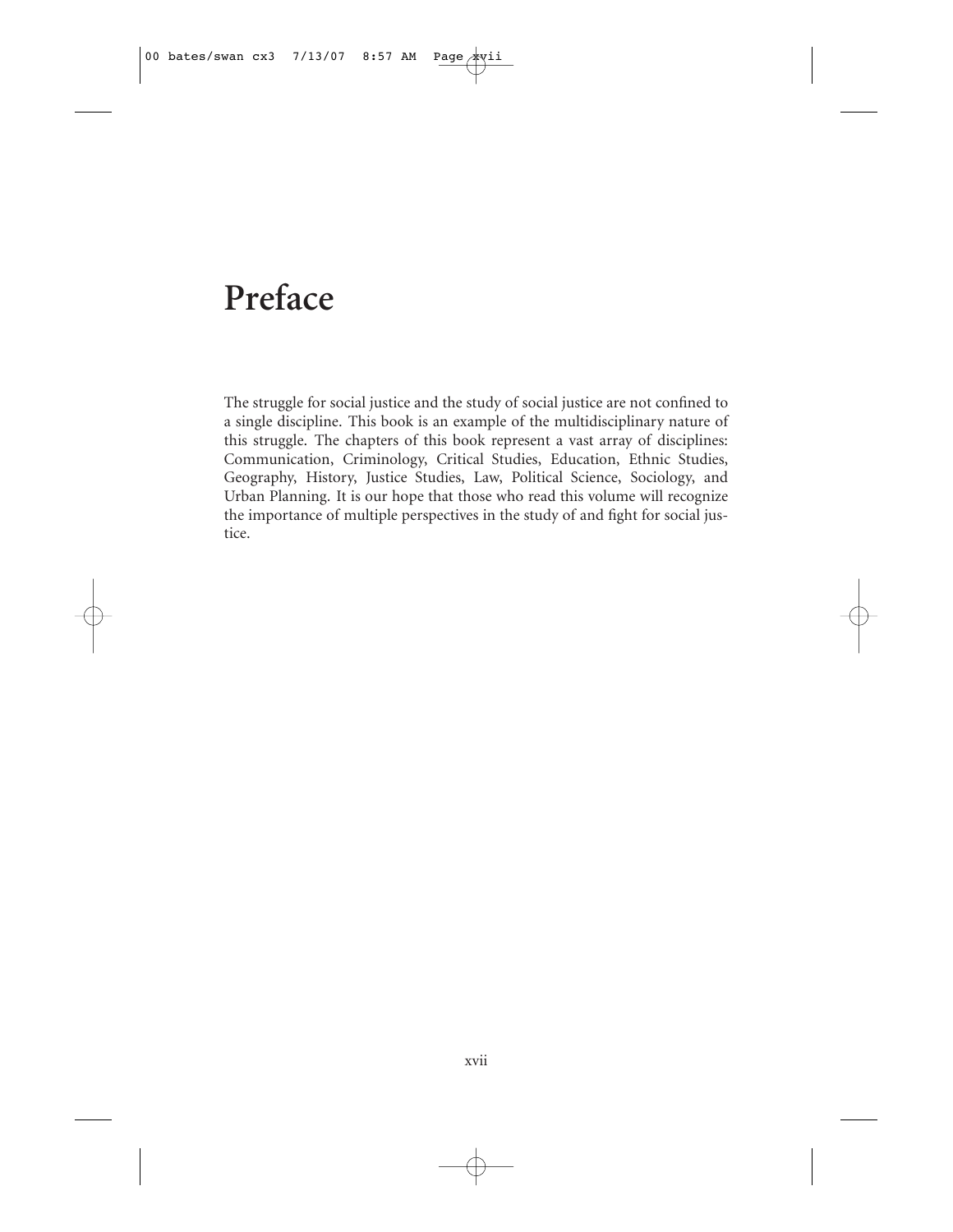# Preface

The struggle for social justice and the study of social justice are not confined to a single discipline. This book is an example of the multidisciplinary nature of this struggle. The chapters of this book represent a vast array of disciplines: Communication, Criminology, Critical Studies, Education, Ethnic Studies, Geography, History, Justice Studies, Law, Political Science, Sociology, and Urban Planning. It is our hope that those who read this volume will recognize the importance of multiple perspectives in the study of and fight for social justice.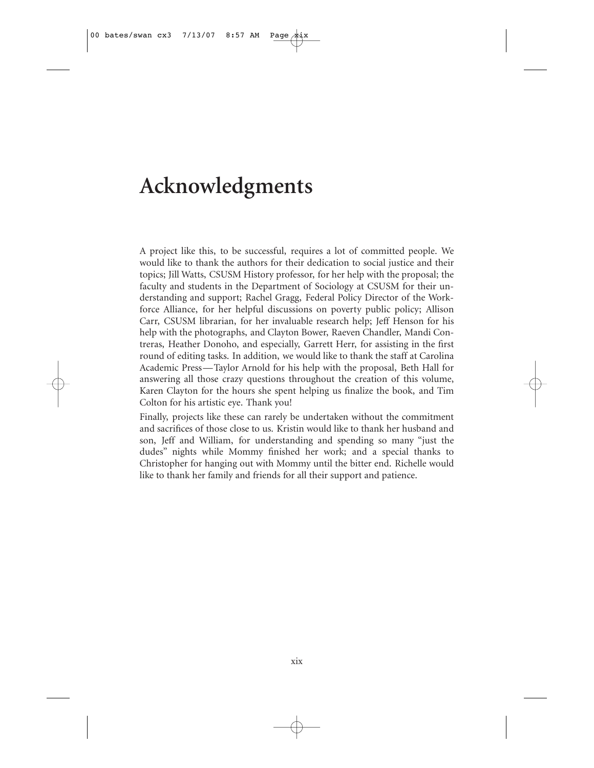# Acknowledgments

A project like this, to be successful, requires a lot of committed people. We would like to thank the authors for their dedication to social justice and their topics; Jill Watts, CSUSM History professor, for her help with the proposal; the faculty and students in the Department of Sociology at CSUSM for their understanding and support; Rachel Gragg, Federal Policy Director of the Workforce Alliance, for her helpful discussions on poverty public policy; Allison Carr, CSUSM librarian, for her invaluable research help; Jeff Henson for his help with the photographs, and Clayton Bower, Raeven Chandler, Mandi Contreras, Heather Donoho, and especially, Garrett Herr, for assisting in the first round of editing tasks. In addition, we would like to thank the staff at Carolina Academic Press—Taylor Arnold for his help with the proposal, Beth Hall for answering all those crazy questions throughout the creation of this volume, Karen Clayton for the hours she spent helping us finalize the book, and Tim Colton for his artistic eye. Thank you!

Finally, projects like these can rarely be undertaken without the commitment and sacrifices of those close to us. Kristin would like to thank her husband and son, Jeff and William, for understanding and spending so many "just the dudes" nights while Mommy finished her work; and a special thanks to Christopher for hanging out with Mommy until the bitter end. Richelle would like to thank her family and friends for all their support and patience.